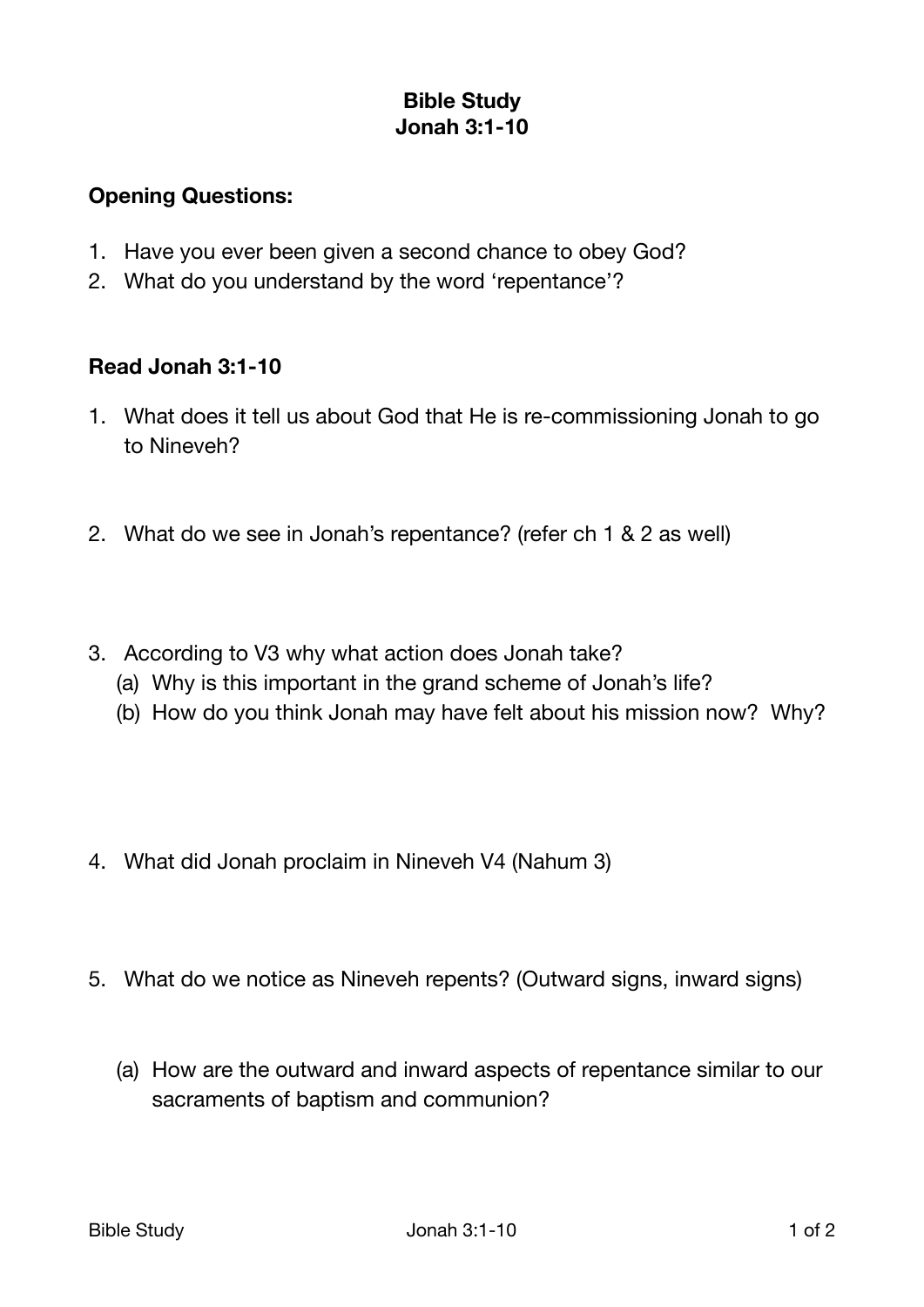**Bible Study**
**Jonah 3:1-10**

**Opening Questions:**

1. Have you ever been given a second chance to obey God?
2. What do you understand by the word ‘repentance’?

**Read Jonah 3:1-10**

1. What does it tell us about God that He is re-commissioning Jonah to go to Nineveh?

2. What do we see in Jonah’s repentance? (refer ch 1 & 2 as well)

3. According to V3 why what action does Jonah take?
   (a) Why is this important in the grand scheme of Jonah’s life?
   (b) How do you think Jonah may have felt about his mission now? Why?

4. What did Jonah proclaim in Nineveh V4 (Nahum 3)

5. What do we notice as Nineveh repents? (Outward signs, inward signs)

   (a) How are the outward and inward aspects of repentance similar to our sacraments of baptism and communion?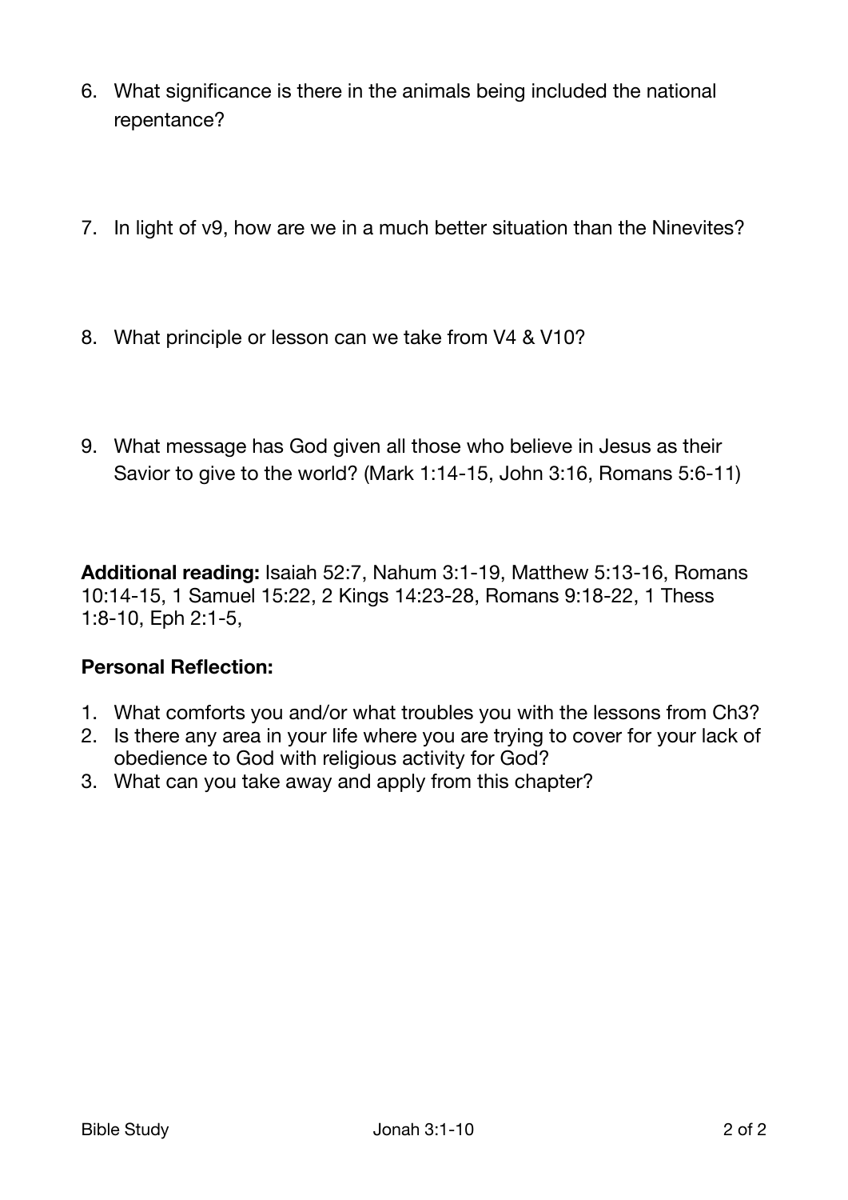6. What significance is there in the animals being included the national repentance?

7. In light of v9, how are we in a much better situation than the Ninevites?

8. What principle or lesson can we take from V4 & V10?

9. What message has God given all those who believe in Jesus as their Savior to give to the world? (Mark 1:14-15, John 3:16, Romans 5:6-11)

**Additional reading:** Isaiah 52:7, Nahum 3:1-19, Matthew 5:13-16, Romans 10:14-15, 1 Samuel 15:22, 2 Kings 14:23-28, Romans 9:18-22, 1 Thess 1:8-10, Eph 2:1-5,

**Personal Reflection:**

1. What comforts you and/or what troubles you with the lessons from Ch3?
2. Is there any area in your life where you are trying to cover for your lack of obedience to God with religious activity for God?
3. What can you take away and apply from this chapter?